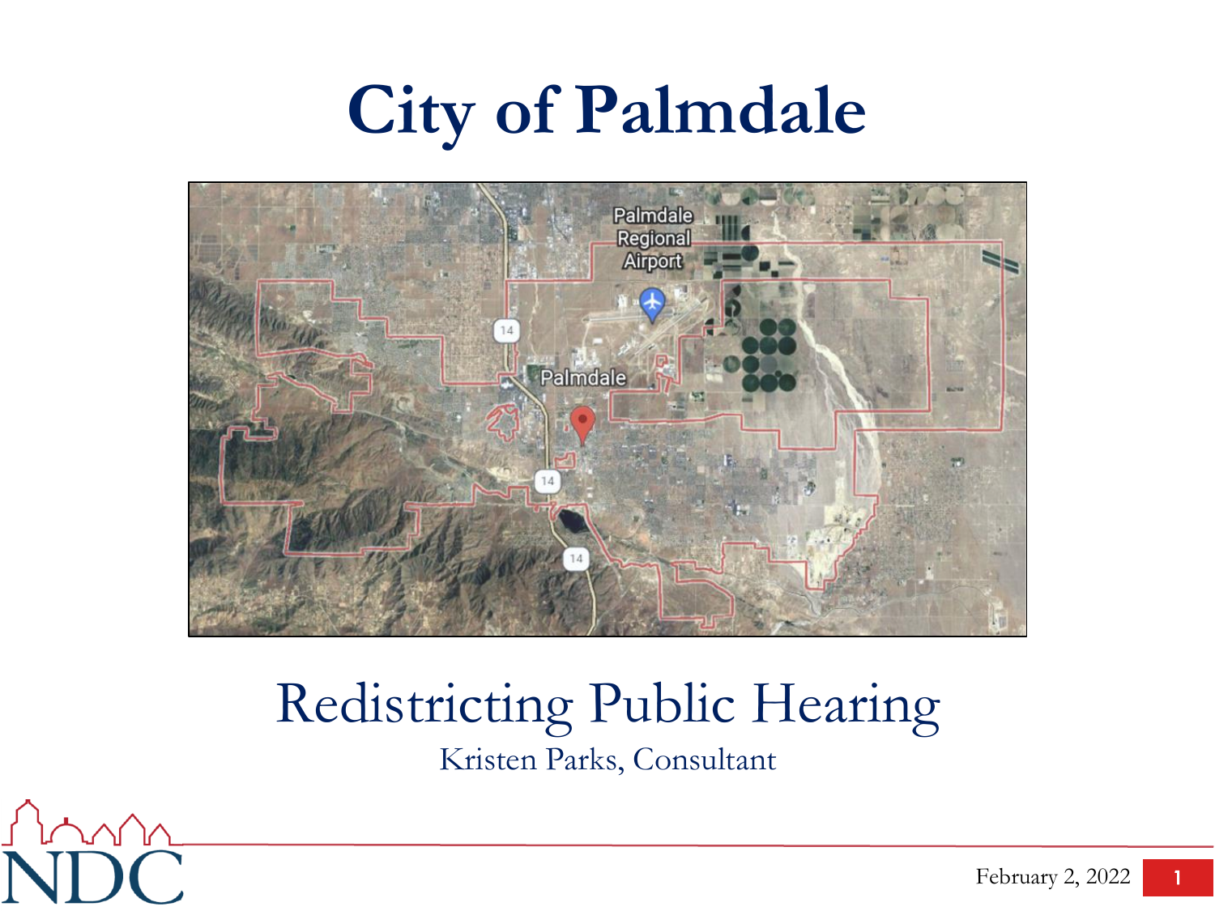# City of Palmdale

## Redistricting Public Hearing

Kristen Parks, Consultant

NDC

February 2, 2022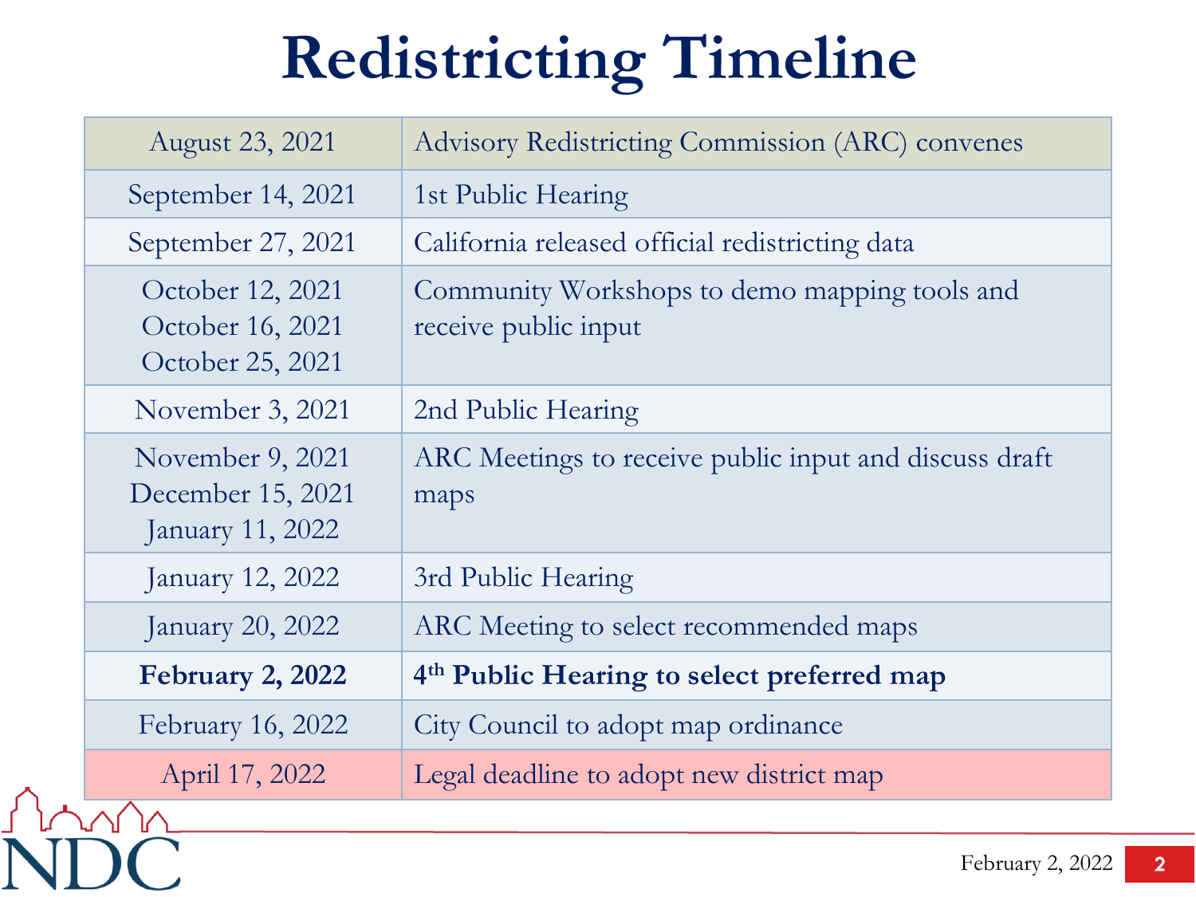# Redistricting Timeline

| Date | Event |
|---|---|
| August 23, 2021 | Advisory Redistricting Commission (ARC) convenes |
| September 14, 2021 | 1st Public Hearing |
| September 27, 2021 | California released official redistricting data |
| October 12, 2021<br>October 16, 2021<br>October 25, 2021 | Community Workshops to demo mapping tools and receive public input |
| November 3, 2021 | 2nd Public Hearing |
| November 9, 2021<br>December 15, 2021<br>January 11, 2022 | ARC Meetings to receive public input and discuss draft maps |
| January 12, 2022 | 3rd Public Hearing |
| January 20, 2022 | ARC Meeting to select recommended maps |
| **February 2, 2022** | **4th Public Hearing to select preferred map** |
| February 16, 2022 | City Council to adopt map ordinance |
| April 17, 2022 | Legal deadline to adopt new district map |

NDC

February 2, 2022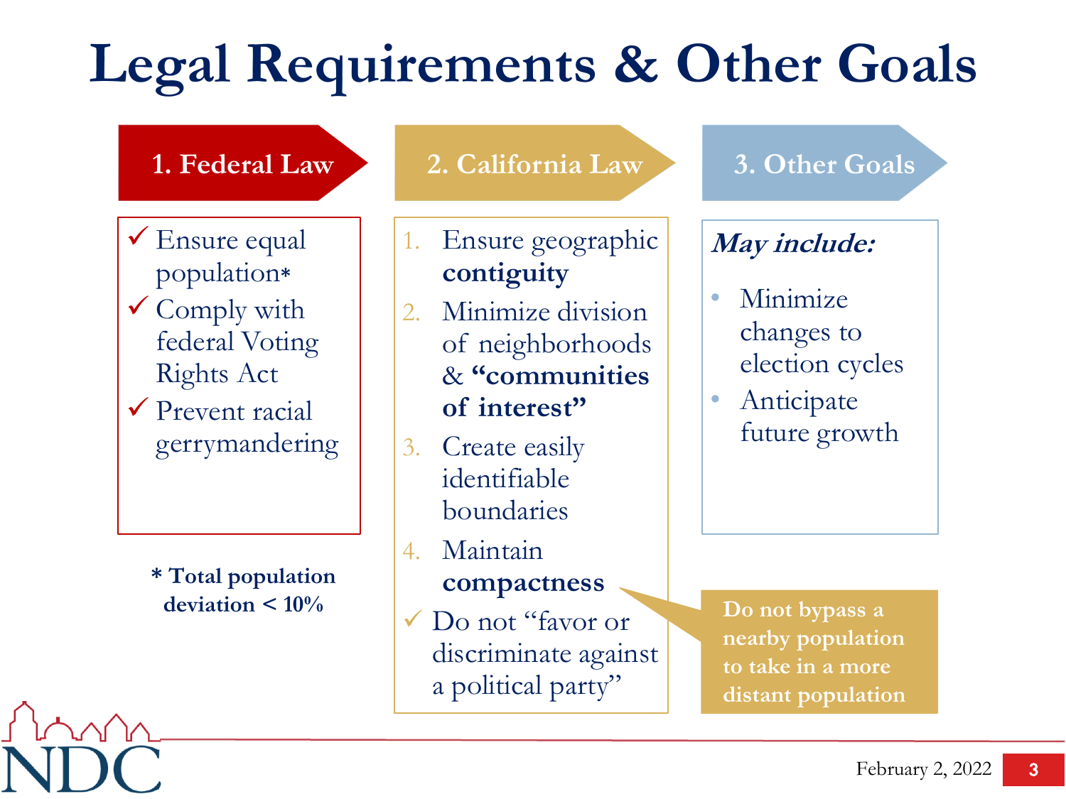# Legal Requirements & Other Goals

## 1. Federal Law

- ✓ Ensure equal population*
- ✓ Comply with federal Voting Rights Act
- ✓ Prevent racial gerrymandering

**\* Total population deviation < 10%**

## 2. California Law

1. Ensure geographic **contiguity**
2. Minimize division of neighborhoods & **"communities of interest"**
3. Create easily identifiable boundaries
4. Maintain **compactness**

✓ Do not "favor or discriminate against a political party"

**Do not bypass a nearby population to take in a more distant population**

## 3. Other Goals

***May include:***

- Minimize changes to election cycles
- Anticipate future growth

February 2, 2022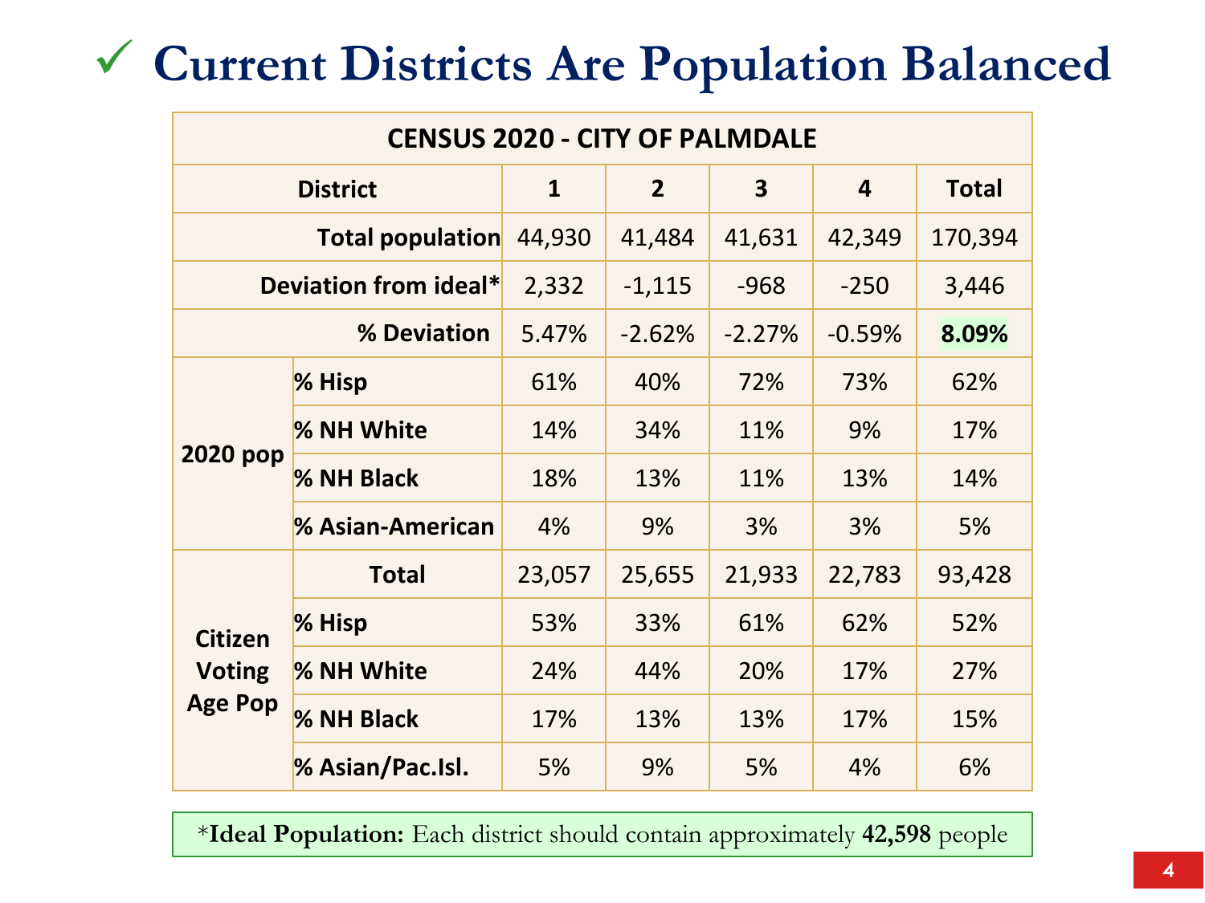# ✓ Current Districts Are Population Balanced

| CENSUS 2020 - CITY OF PALMDALE | | | | | | |
|---|---|---|---|---|---|---|
| **District** | | **1** | **2** | **3** | **4** | **Total** |
| **Total population** | | 44,930 | 41,484 | 41,631 | 42,349 | 170,394 |
| **Deviation from ideal*** | | 2,332 | -1,115 | -968 | -250 | 3,446 |
| **% Deviation** | | 5.47% | -2.62% | -2.27% | -0.59% | **8.09%** |
| **2020 pop** | **% Hisp** | 61% | 40% | 72% | 73% | 62% |
| | **% NH White** | 14% | 34% | 11% | 9% | 17% |
| | **% NH Black** | 18% | 13% | 11% | 13% | 14% |
| | **% Asian-American** | 4% | 9% | 3% | 3% | 5% |
| **Citizen Voting Age Pop** | **Total** | 23,057 | 25,655 | 21,933 | 22,783 | 93,428 |
| | **% Hisp** | 53% | 33% | 61% | 62% | 52% |
| | **% NH White** | 24% | 44% | 20% | 17% | 27% |
| | **% NH Black** | 17% | 13% | 13% | 17% | 15% |
| | **% Asian/Pac.Isl.** | 5% | 9% | 5% | 4% | 6% |

*__Ideal Population:__ Each district should contain approximately **42,598** people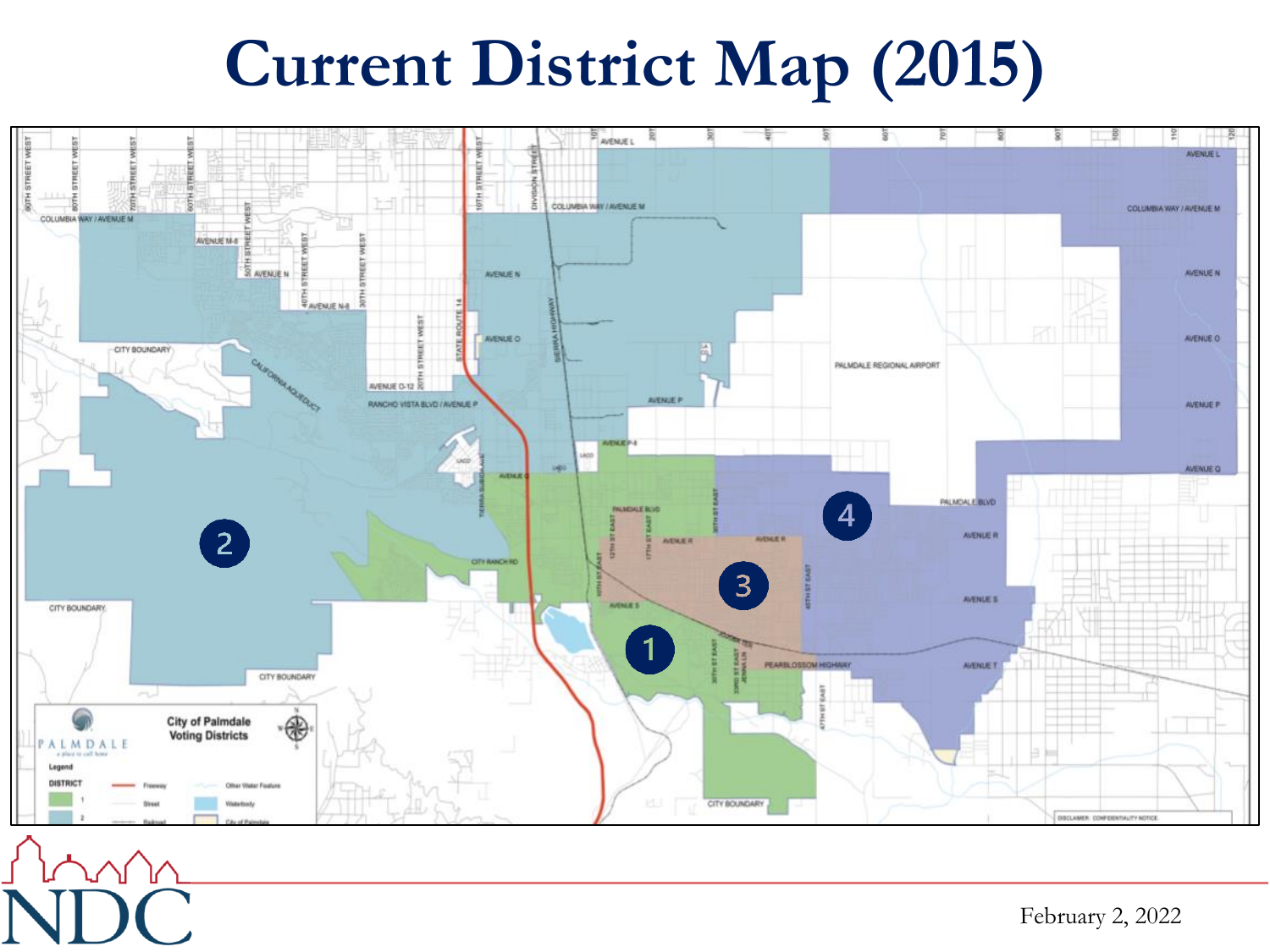# Current District Map (2015)

City of Palmdale Voting Districts

February 2, 2022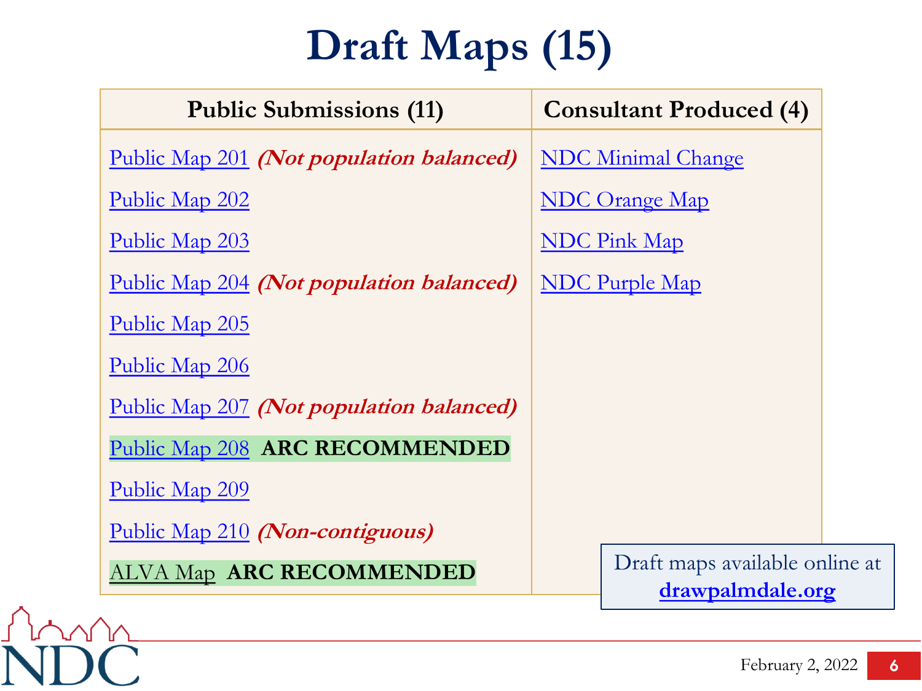# Draft Maps (15)

| Public Submissions (11) | Consultant Produced (4) |
|---|---|
| Public Map 201 ***(Not population balanced)*** | NDC Minimal Change |
| Public Map 202 | NDC Orange Map |
| Public Map 203 | NDC Pink Map |
| Public Map 204 ***(Not population balanced)*** | NDC Purple Map |
| Public Map 205 | |
| Public Map 206 | |
| Public Map 207 ***(Not population balanced)*** | |
| Public Map 208 **ARC RECOMMENDED** | |
| Public Map 209 | |
| Public Map 210 ***(Non-contiguous)*** | |
| ALVA Map **ARC RECOMMENDED** | |

Draft maps available online at **drawpalmdale.org**

February 2, 2022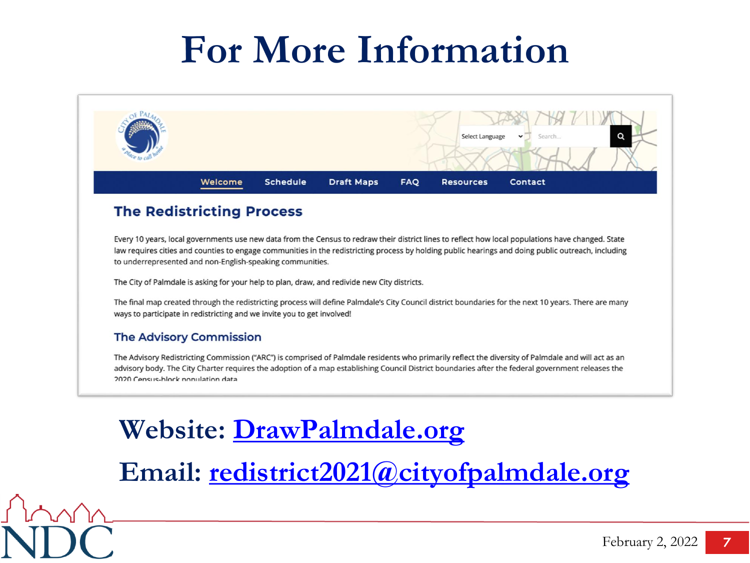# For More Information

Select Language

Search...

Welcome Schedule Draft Maps FAQ Resources Contact

## The Redistricting Process

Every 10 years, local governments use new data from the Census to redraw their district lines to reflect how local populations have changed. State law requires cities and counties to engage communities in the redistricting process by holding public hearings and doing public outreach, including to underrepresented and non-English-speaking communities.

The City of Palmdale is asking for your help to plan, draw, and redivide new City districts.

The final map created through the redistricting process will define Palmdale's City Council district boundaries for the next 10 years. There are many ways to participate in redistricting and we invite you to get involved!

## The Advisory Commission

The Advisory Redistricting Commission ("ARC") is comprised of Palmdale residents who primarily reflect the diversity of Palmdale and will act as an advisory body. The City Charter requires the adoption of a map establishing Council District boundaries after the federal government releases the 2020 Census-block population data

**Website: [DrawPalmdale.org](http://DrawPalmdale.org)**

**Email: [redistrict2021@cityofpalmdale.org](mailto:redistrict2021@cityofpalmdale.org)**

NDC

February 2, 2022